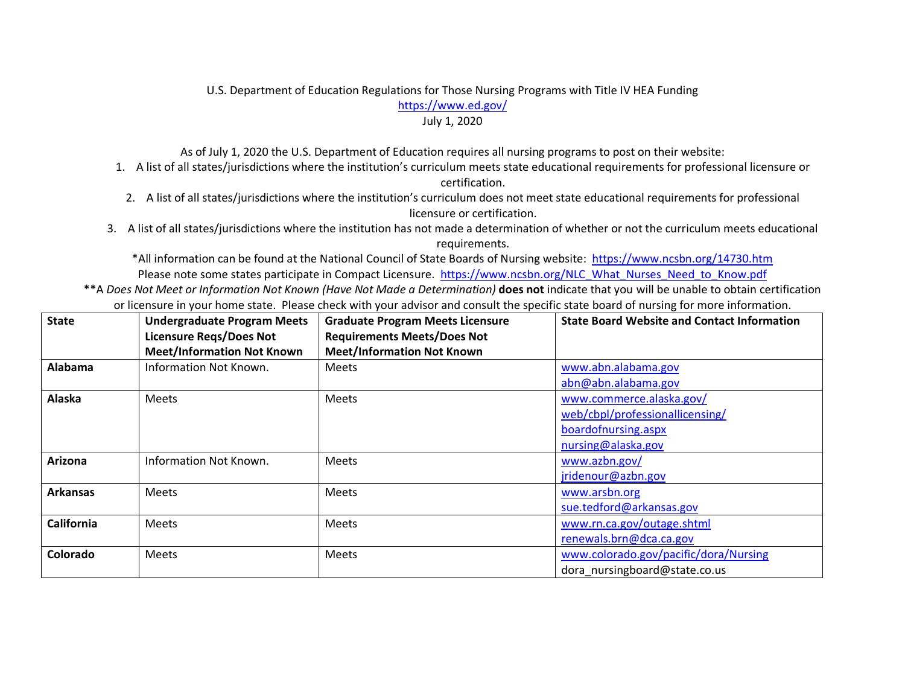U.S. Department of Education Regulations for Those Nursing Programs with Title IV HEA Funding
https://www.ed.gov/
July 1, 2020

As of July 1, 2020 the U.S. Department of Education requires all nursing programs to post on their website:

1. A list of all states/jurisdictions where the institution's curriculum meets state educational requirements for professional licensure or certification.
2. A list of all states/jurisdictions where the institution's curriculum does not meet state educational requirements for professional licensure or certification.
3. A list of all states/jurisdictions where the institution has not made a determination of whether or not the curriculum meets educational requirements.

*All information can be found at the National Council of State Boards of Nursing website: https://www.ncsbn.org/14730.htm
Please note some states participate in Compact Licensure. https://www.ncsbn.org/NLC_What_Nurses_Need_to_Know.pdf
**A *Does Not Meet or Information Not Known (Have Not Made a Determination)* **does not** indicate that you will be unable to obtain certification or licensure in your home state. Please check with your advisor and consult the specific state board of nursing for more information.

| State | Undergraduate Program Meets Licensure Reqs/Does Not Meet/Information Not Known | Graduate Program Meets Licensure Requirements Meets/Does Not Meet/Information Not Known | State Board Website and Contact Information |
|---|---|---|---|
| **Alabama** | Information Not Known. | Meets | www.abn.alabama.gov abn@abn.alabama.gov |
| **Alaska** | Meets | Meets | www.commerce.alaska.gov/web/cbpl/professionallicensing/boardofnursing.aspx nursing@alaska.gov |
| **Arizona** | Information Not Known. | Meets | www.azbn.gov/ jridenour@azbn.gov |
| **Arkansas** | Meets | Meets | www.arsbn.org sue.tedford@arkansas.gov |
| **California** | Meets | Meets | www.rn.ca.gov/outage.shtml renewals.brn@dca.ca.gov |
| **Colorado** | Meets | Meets | www.colorado.gov/pacific/dora/Nursing dora_nursingboard@state.co.us |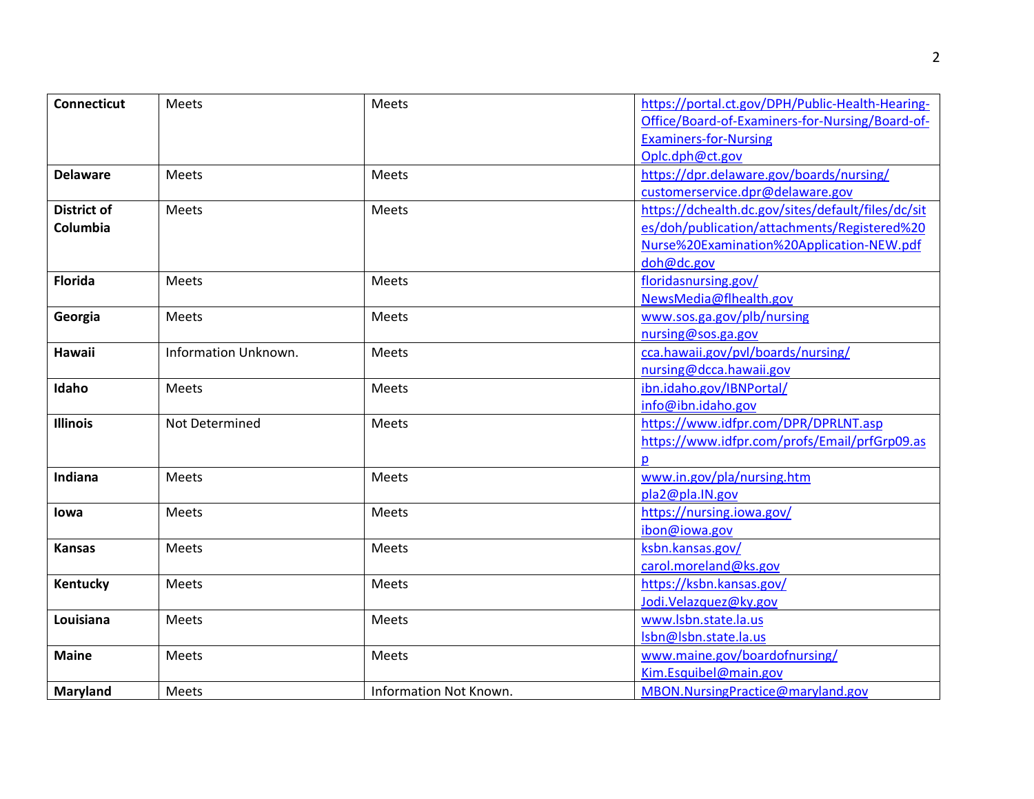| **Connecticut** | Meets | Meets | https://portal.ct.gov/DPH/Public-Health-Hearing-Office/Board-of-Examiners-for-Nursing/Board-of-Examiners-for-Nursing Oplc.dph@ct.gov |
|---|---|---|---|
| **Delaware** | Meets | Meets | https://dpr.delaware.gov/boards/nursing/ customerservice.dpr@delaware.gov |
| **District of Columbia** | Meets | Meets | https://dchealth.dc.gov/sites/default/files/dc/sites/doh/publication/attachments/Registered%20Nurse%20Examination%20Application-NEW.pdf doh@dc.gov |
| **Florida** | Meets | Meets | floridasnursing.gov/ NewsMedia@flhealth.gov |
| **Georgia** | Meets | Meets | www.sos.ga.gov/plb/nursing nursing@sos.ga.gov |
| **Hawaii** | Information Unknown. | Meets | cca.hawaii.gov/pvl/boards/nursing/ nursing@dcca.hawaii.gov |
| **Idaho** | Meets | Meets | ibn.idaho.gov/IBNPortal/ info@ibn.idaho.gov |
| **Illinois** | Not Determined | Meets | https://www.idfpr.com/DPR/DPRLNT.asp https://www.idfpr.com/profs/Email/prfGrp09.asp |
| **Indiana** | Meets | Meets | www.in.gov/pla/nursing.htm pla2@pla.IN.gov |
| **Iowa** | Meets | Meets | https://nursing.iowa.gov/ ibon@iowa.gov |
| **Kansas** | Meets | Meets | ksbn.kansas.gov/ carol.moreland@ks.gov |
| **Kentucky** | Meets | Meets | https://ksbn.kansas.gov/ Jodi.Velazquez@ky.gov |
| **Louisiana** | Meets | Meets | www.lsbn.state.la.us lsbn@lsbn.state.la.us |
| **Maine** | Meets | Meets | www.maine.gov/boardofnursing/ Kim.Esquibel@main.gov |
| **Maryland** | Meets | Information Not Known. | MBON.NursingPractice@maryland.gov |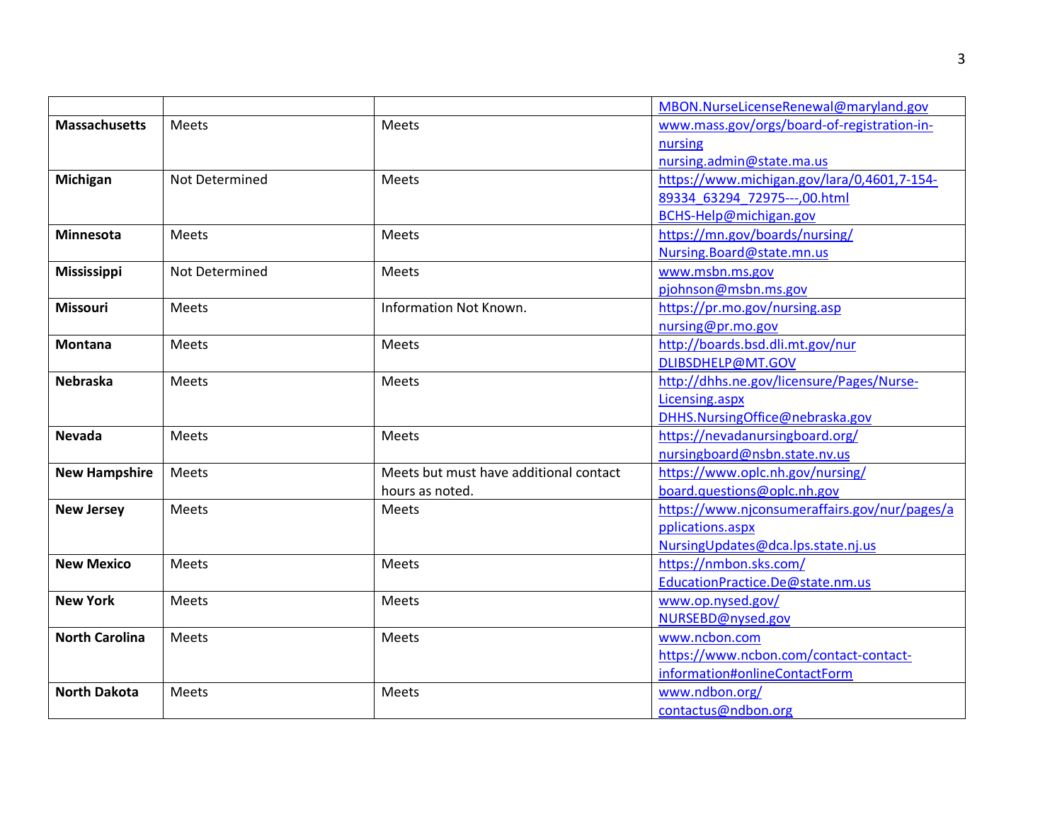|  |  |  |  |
|---|---|---|---|
|  |  |  | MBON.NurseLicenseRenewal@maryland.gov |
| **Massachusetts** | Meets | Meets | www.mass.gov/orgs/board-of-registration-in-nursing nursing.admin@state.ma.us |
| **Michigan** | Not Determined | Meets | https://www.michigan.gov/lara/0,4601,7-154-89334_63294_72975---,00.html BCHS-Help@michigan.gov |
| **Minnesota** | Meets | Meets | https://mn.gov/boards/nursing/ Nursing.Board@state.mn.us |
| **Mississippi** | Not Determined | Meets | www.msbn.ms.gov pjohnson@msbn.ms.gov |
| **Missouri** | Meets | Information Not Known. | https://pr.mo.gov/nursing.asp nursing@pr.mo.gov |
| **Montana** | Meets | Meets | http://boards.bsd.dli.mt.gov/nur DLIBSDHELP@MT.GOV |
| **Nebraska** | Meets | Meets | http://dhhs.ne.gov/licensure/Pages/Nurse-Licensing.aspx DHHS.NursingOffice@nebraska.gov |
| **Nevada** | Meets | Meets | https://nevadanursingboard.org/ nursingboard@nsbn.state.nv.us |
| **New Hampshire** | Meets | Meets but must have additional contact hours as noted. | https://www.oplc.nh.gov/nursing/ board.questions@oplc.nh.gov |
| **New Jersey** | Meets | Meets | https://www.njconsumeraffairs.gov/nur/pages/applications.aspx NursingUpdates@dca.lps.state.nj.us |
| **New Mexico** | Meets | Meets | https://nmbon.sks.com/ EducationPractice.De@state.nm.us |
| **New York** | Meets | Meets | www.op.nysed.gov/ NURSEBD@nysed.gov |
| **North Carolina** | Meets | Meets | www.ncbon.com https://www.ncbon.com/contact-contact-information#onlineContactForm |
| **North Dakota** | Meets | Meets | www.ndbon.org/ contactus@ndbon.org |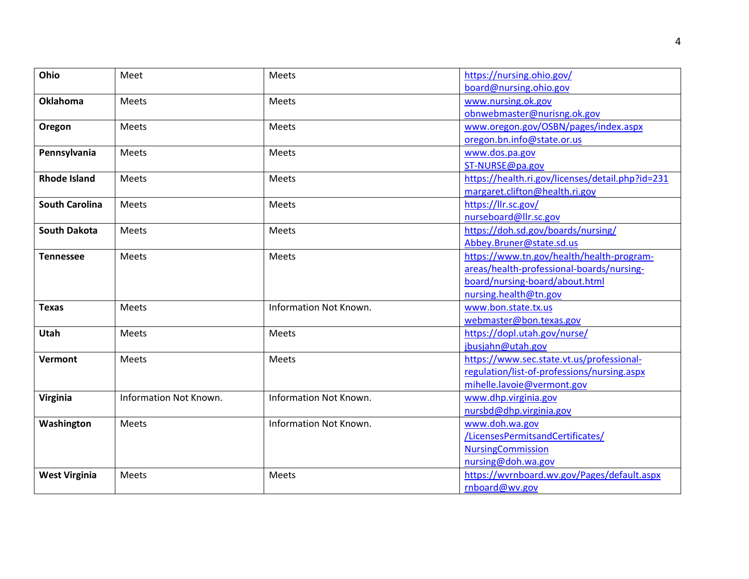| **Ohio** | Meet | Meets | https://nursing.ohio.gov/ board@nursing.ohio.gov |
|---|---|---|---|
| **Oklahoma** | Meets | Meets | www.nursing.ok.gov obnwebmaster@nurisng.ok.gov |
| **Oregon** | Meets | Meets | www.oregon.gov/OSBN/pages/index.aspx oregon.bn.info@state.or.us |
| **Pennsylvania** | Meets | Meets | www.dos.pa.gov ST-NURSE@pa.gov |
| **Rhode Island** | Meets | Meets | https://health.ri.gov/licenses/detail.php?id=231 margaret.clifton@health.ri.gov |
| **South Carolina** | Meets | Meets | https://llr.sc.gov/ nurseboard@llr.sc.gov |
| **South Dakota** | Meets | Meets | https://doh.sd.gov/boards/nursing/ Abbey.Bruner@state.sd.us |
| **Tennessee** | Meets | Meets | https://www.tn.gov/health/health-program-areas/health-professional-boards/nursing-board/nursing-board/about.html nursing.health@tn.gov |
| **Texas** | Meets | Information Not Known. | www.bon.state.tx.us webmaster@bon.texas.gov |
| **Utah** | Meets | Meets | https://dopl.utah.gov/nurse/ jbusjahn@utah.gov |
| **Vermont** | Meets | Meets | https://www.sec.state.vt.us/professional-regulation/list-of-professions/nursing.aspx mihelle.lavoie@vermont.gov |
| **Virginia** | Information Not Known. | Information Not Known. | www.dhp.virginia.gov nursbd@dhp.virginia.gov |
| **Washington** | Meets | Information Not Known. | www.doh.wa.gov /LicensesPermitsandCertificates/ NursingCommission nursing@doh.wa.gov |
| **West Virginia** | Meets | Meets | https://wvrnboard.wv.gov/Pages/default.aspx rnboard@wv.gov |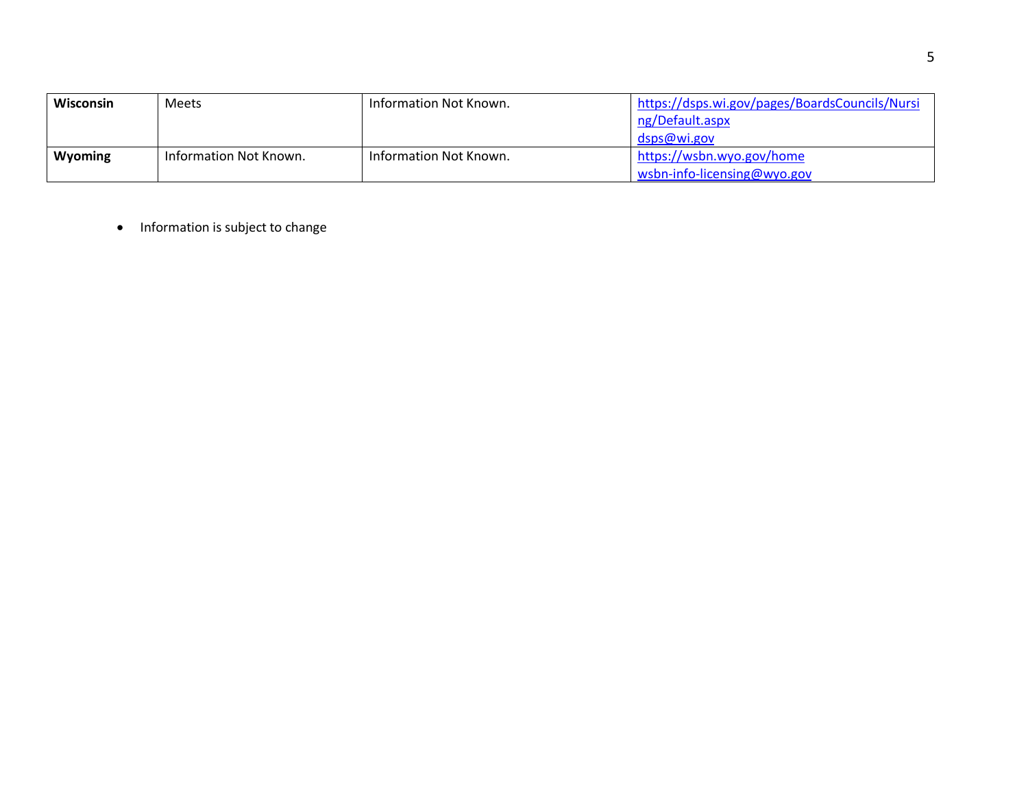| | | | |
|---|---|---|---|
| **Wisconsin** | Meets | Information Not Known. | https://dsps.wi.gov/pages/BoardsCouncils/Nursing/Default.aspx dsps@wi.gov |
| **Wyoming** | Information Not Known. | Information Not Known. | https://wsbn.wyo.gov/home wsbn-info-licensing@wyo.gov |

- Information is subject to change